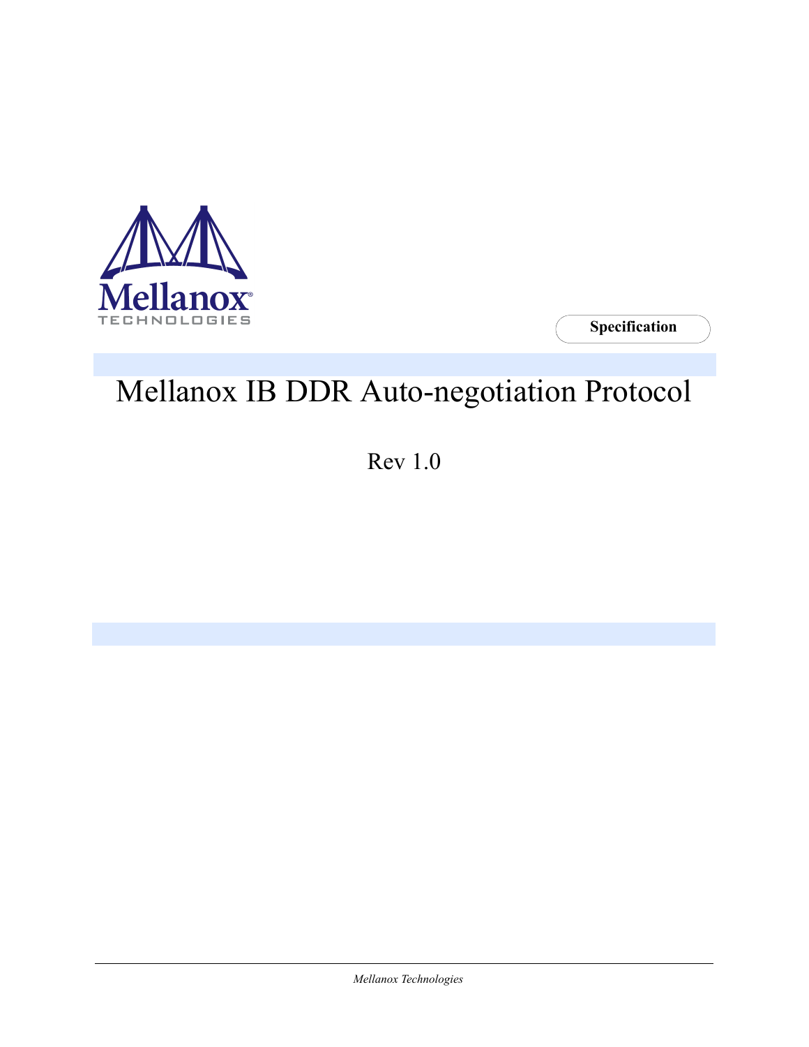Mellanox TECHNOLOGIES

Specification

# Mellanox IB DDR Auto-negotiation Protocol

Rev 1.0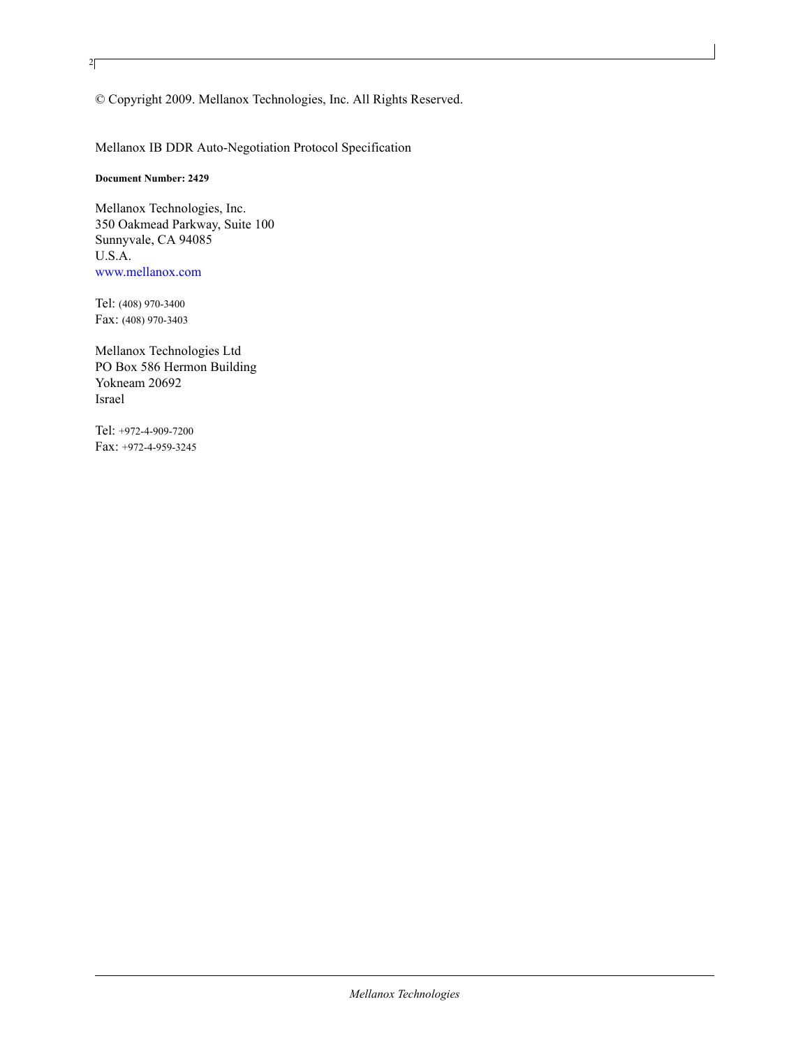© Copyright 2009. Mellanox Technologies, Inc. All Rights Reserved.

Mellanox IB DDR Auto-Negotiation Protocol Specification

**Document Number: 2429**

Mellanox Technologies, Inc.
350 Oakmead Parkway, Suite 100
Sunnyvale, CA 94085
U.S.A.
www.mellanox.com

Tel: (408) 970-3400
Fax: (408) 970-3403

Mellanox Technologies Ltd
PO Box 586 Hermon Building
Yokneam 20692
Israel

Tel: +972-4-909-7200
Fax: +972-4-959-3245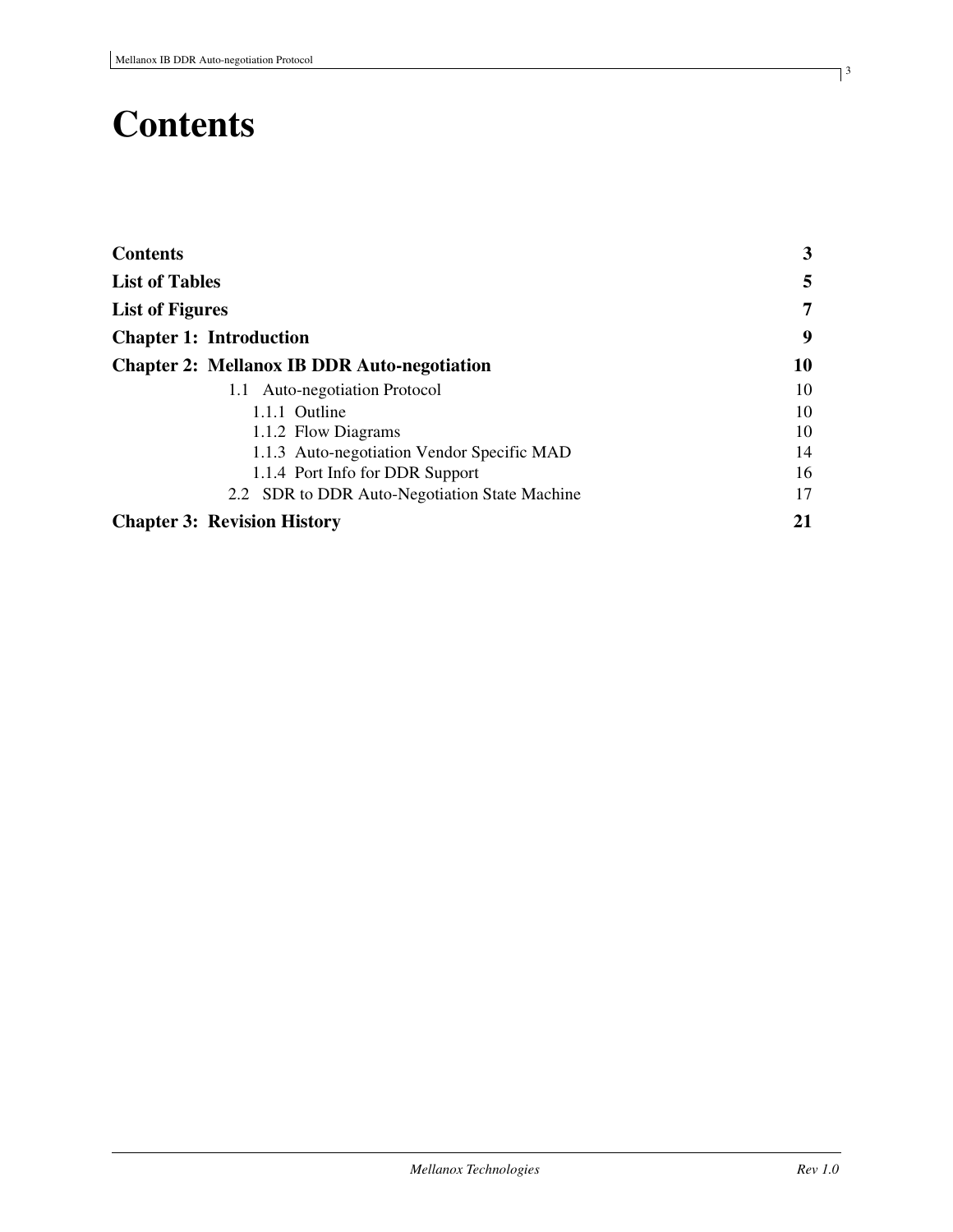# Contents

| | |
|---|---|
| **Contents** | **3** |
| **List of Tables** | **5** |
| **List of Figures** | **7** |
| **Chapter 1: Introduction** | **9** |
| **Chapter 2: Mellanox IB DDR Auto-negotiation** | **10** |
| 1.1 Auto-negotiation Protocol | 10 |
| 1.1.1 Outline | 10 |
| 1.1.2 Flow Diagrams | 10 |
| 1.1.3 Auto-negotiation Vendor Specific MAD | 14 |
| 1.1.4 Port Info for DDR Support | 16 |
| 2.2 SDR to DDR Auto-Negotiation State Machine | 17 |
| **Chapter 3: Revision History** | **21** |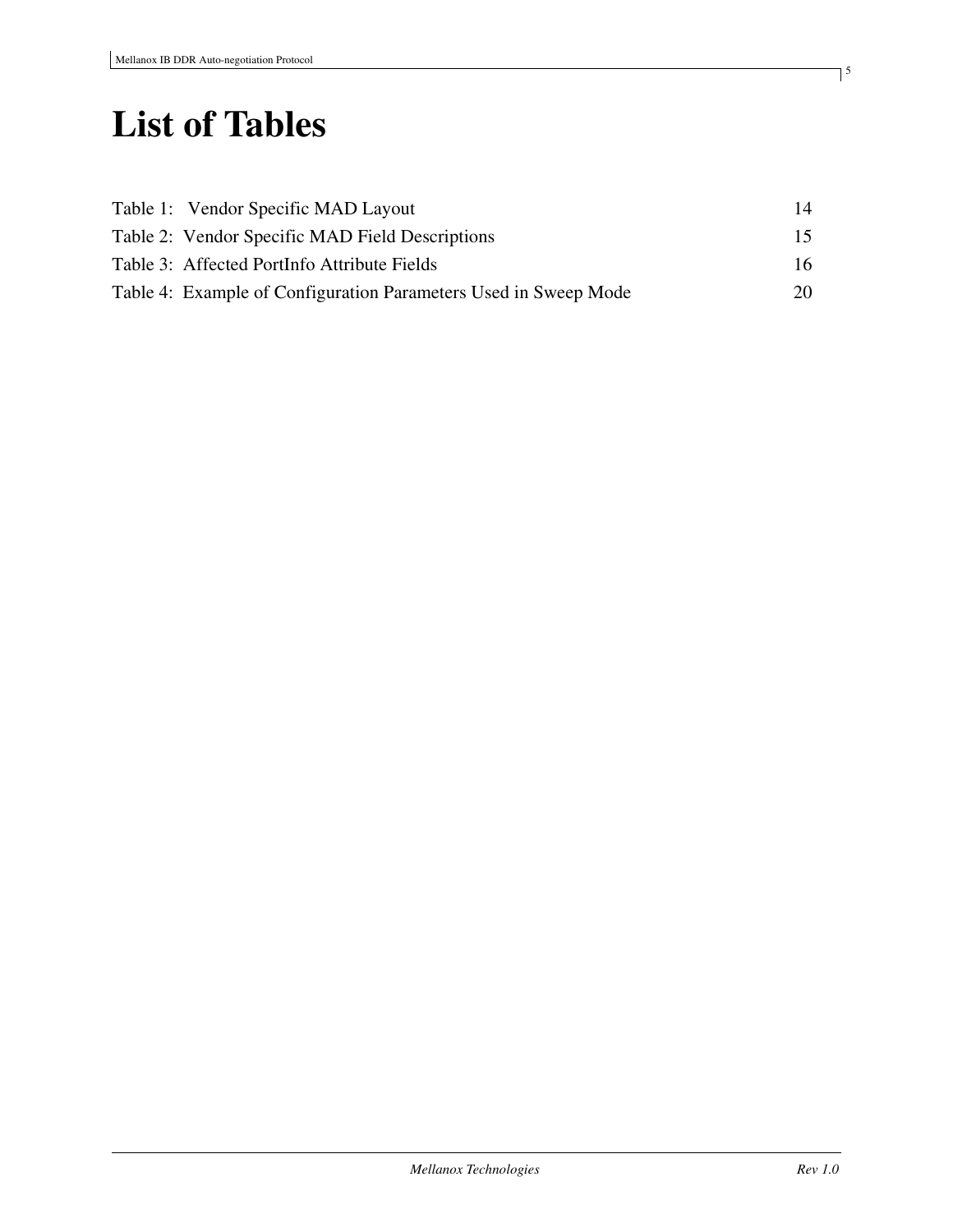# List of Tables

Table 1: Vendor Specific MAD Layout 14

Table 2: Vendor Specific MAD Field Descriptions 15

Table 3: Affected PortInfo Attribute Fields 16

Table 4: Example of Configuration Parameters Used in Sweep Mode 20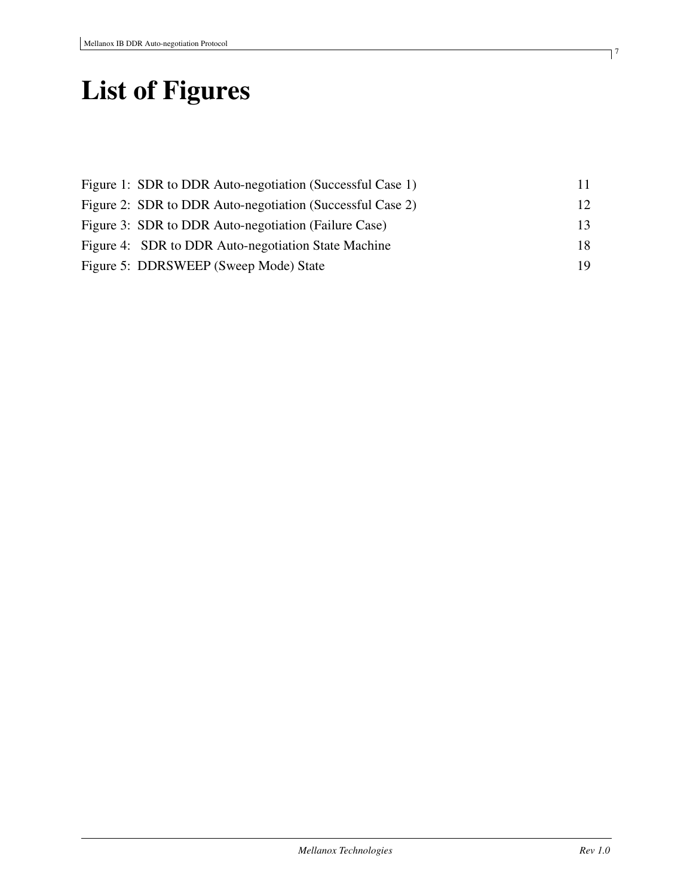# List of Figures

Figure 1: SDR to DDR Auto-negotiation (Successful Case 1) 11
Figure 2: SDR to DDR Auto-negotiation (Successful Case 2) 12
Figure 3: SDR to DDR Auto-negotiation (Failure Case) 13
Figure 4: SDR to DDR Auto-negotiation State Machine 18
Figure 5: DDRSWEEP (Sweep Mode) State 19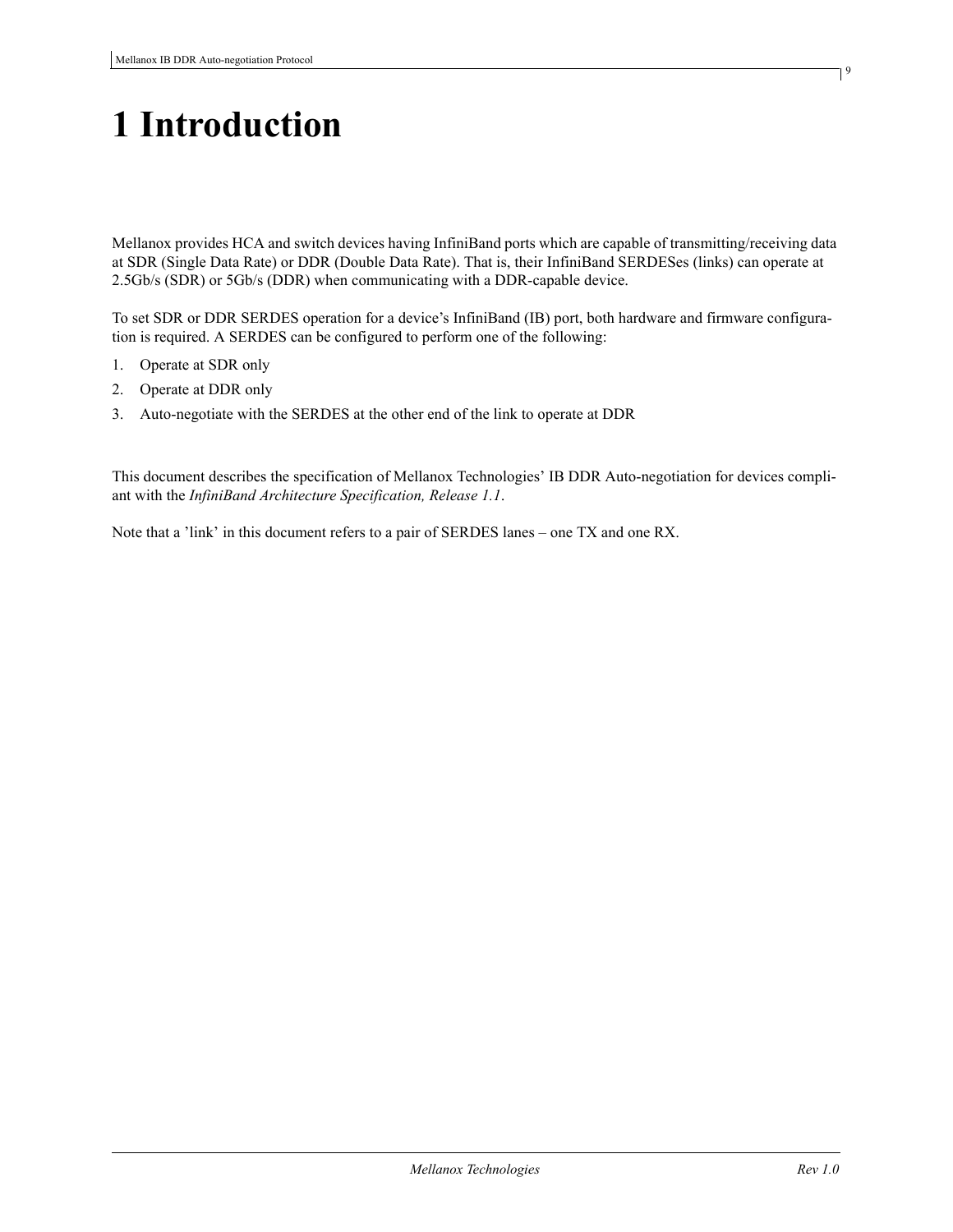# 1 Introduction

Mellanox provides HCA and switch devices having InfiniBand ports which are capable of transmitting/receiving data at SDR (Single Data Rate) or DDR (Double Data Rate). That is, their InfiniBand SERDESes (links) can operate at 2.5Gb/s (SDR) or 5Gb/s (DDR) when communicating with a DDR-capable device.

To set SDR or DDR SERDES operation for a device's InfiniBand (IB) port, both hardware and firmware configuration is required. A SERDES can be configured to perform one of the following:

1. Operate at SDR only
2. Operate at DDR only
3. Auto-negotiate with the SERDES at the other end of the link to operate at DDR

This document describes the specification of Mellanox Technologies' IB DDR Auto-negotiation for devices compliant with the *InfiniBand Architecture Specification, Release 1.1*.

Note that a 'link' in this document refers to a pair of SERDES lanes – one TX and one RX.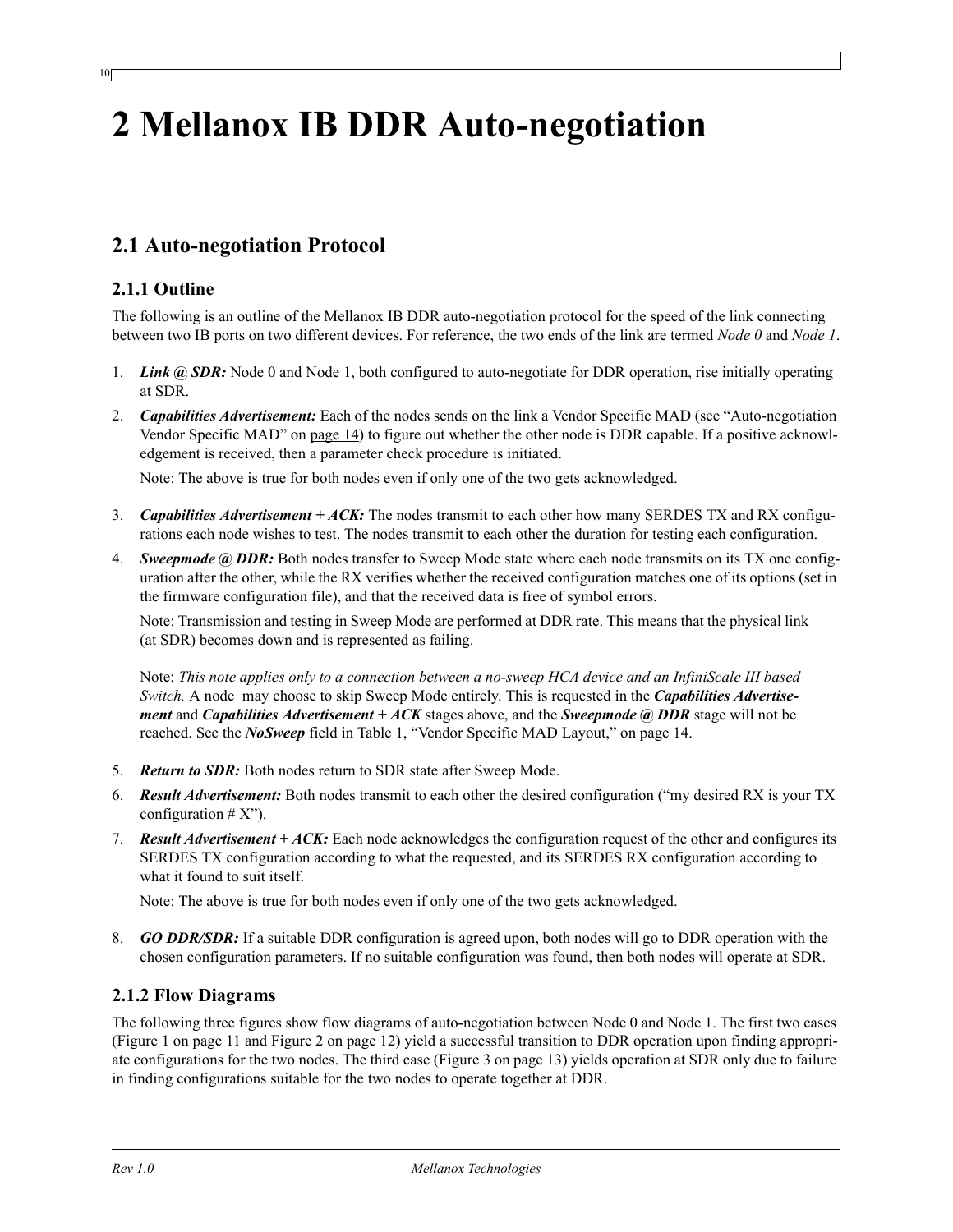# 2 Mellanox IB DDR Auto-negotiation

## 2.1 Auto-negotiation Protocol

### 2.1.1 Outline

The following is an outline of the Mellanox IB DDR auto-negotiation protocol for the speed of the link connecting between two IB ports on two different devices. For reference, the two ends of the link are termed *Node 0* and *Node 1*.

1. ***Link @ SDR:*** Node 0 and Node 1, both configured to auto-negotiate for DDR operation, rise initially operating at SDR.
2. ***Capabilities Advertisement:*** Each of the nodes sends on the link a Vendor Specific MAD (see "Auto-negotiation Vendor Specific MAD" on page 14) to figure out whether the other node is DDR capable. If a positive acknowledgement is received, then a parameter check procedure is initiated.

   Note: The above is true for both nodes even if only one of the two gets acknowledged.

3. ***Capabilities Advertisement + ACK:*** The nodes transmit to each other how many SERDES TX and RX configurations each node wishes to test. The nodes transmit to each other the duration for testing each configuration.
4. ***Sweepmode @ DDR:*** Both nodes transfer to Sweep Mode state where each node transmits on its TX one configuration after the other, while the RX verifies whether the received configuration matches one of its options (set in the firmware configuration file), and that the received data is free of symbol errors.

   Note: Transmission and testing in Sweep Mode are performed at DDR rate. This means that the physical link (at SDR) becomes down and is represented as failing.

   Note: *This note applies only to a connection between a no-sweep HCA device and an InfiniScale III based Switch.* A node may choose to skip Sweep Mode entirely. This is requested in the ***Capabilities Advertisement*** and ***Capabilities Advertisement + ACK*** stages above, and the ***Sweepmode @ DDR*** stage will not be reached. See the ***NoSweep*** field in Table 1, "Vendor Specific MAD Layout," on page 14.

5. ***Return to SDR:*** Both nodes return to SDR state after Sweep Mode.
6. ***Result Advertisement:*** Both nodes transmit to each other the desired configuration ("my desired RX is your TX configuration # X").
7. ***Result Advertisement + ACK:*** Each node acknowledges the configuration request of the other and configures its SERDES TX configuration according to what the requested, and its SERDES RX configuration according to what it found to suit itself.

   Note: The above is true for both nodes even if only one of the two gets acknowledged.

8. ***GO DDR/SDR:*** If a suitable DDR configuration is agreed upon, both nodes will go to DDR operation with the chosen configuration parameters. If no suitable configuration was found, then both nodes will operate at SDR.

### 2.1.2 Flow Diagrams

The following three figures show flow diagrams of auto-negotiation between Node 0 and Node 1. The first two cases (Figure 1 on page 11 and Figure 2 on page 12) yield a successful transition to DDR operation upon finding appropriate configurations for the two nodes. The third case (Figure 3 on page 13) yields operation at SDR only due to failure in finding configurations suitable for the two nodes to operate together at DDR.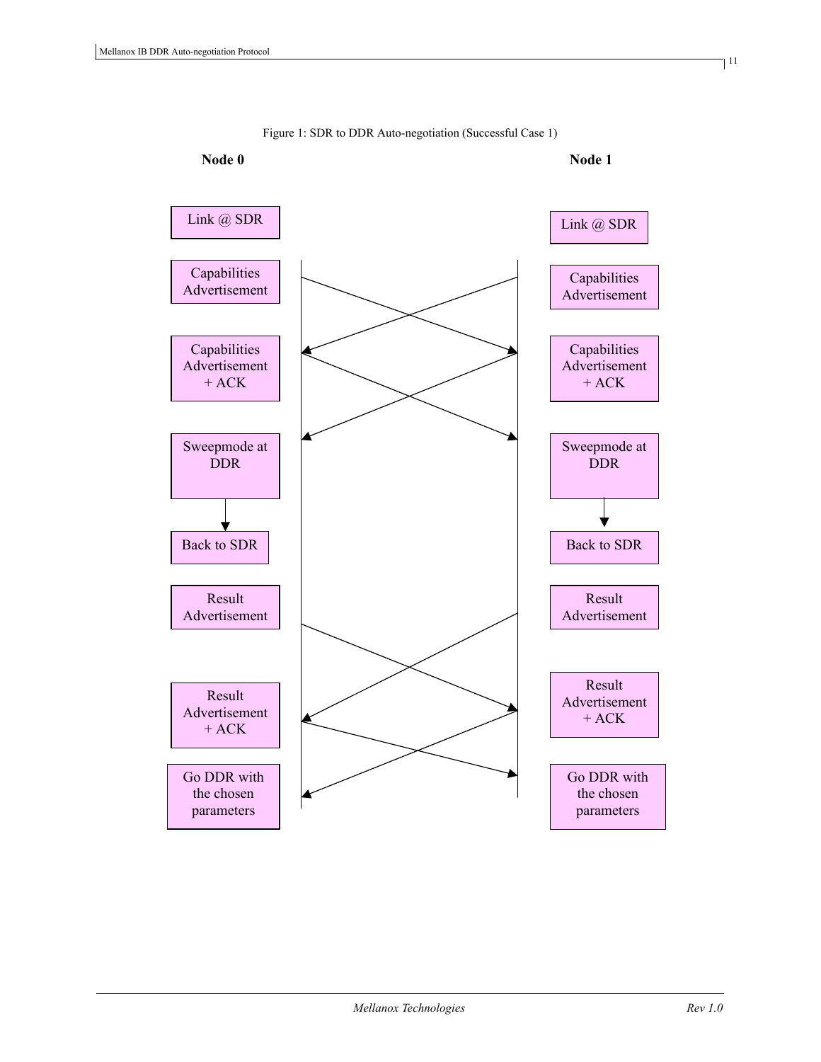Figure 1: SDR to DDR Auto-negotiation (Successful Case 1)

**Node 0**

**Node 1**

Link @ SDR

Link @ SDR

Capabilities Advertisement

Capabilities Advertisement

Capabilities Advertisement + ACK

Capabilities Advertisement + ACK

Sweepmode at DDR

Sweepmode at DDR

Back to SDR

Back to SDR

Result Advertisement

Result Advertisement

Result Advertisement + ACK

Result Advertisement + ACK

Go DDR with the chosen parameters

Go DDR with the chosen parameters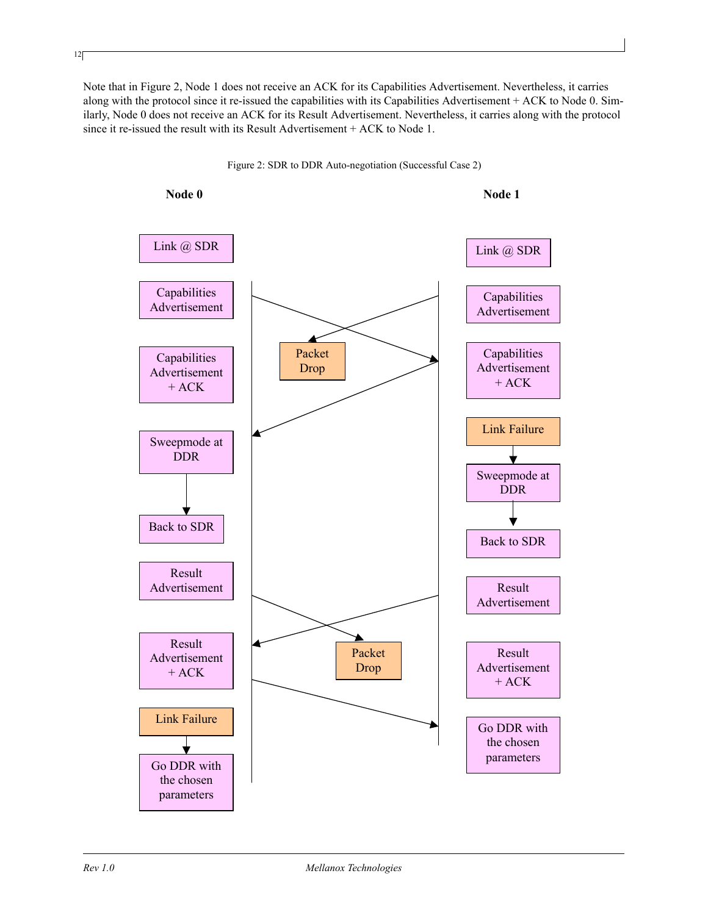Note that in Figure 2, Node 1 does not receive an ACK for its Capabilities Advertisement. Nevertheless, it carries along with the protocol since it re-issued the capabilities with its Capabilities Advertisement + ACK to Node 0. Similarly, Node 0 does not receive an ACK for its Result Advertisement. Nevertheless, it carries along with the protocol since it re-issued the result with its Result Advertisement + ACK to Node 1.

Figure 2: SDR to DDR Auto-negotiation (Successful Case 2)

**Node 0**

- Link @ SDR
- Capabilities Advertisement
- Capabilities Advertisement + ACK
- Sweepmode at DDR
- Back to SDR
- Result Advertisement
- Result Advertisement + ACK
- Link Failure
- Go DDR with the chosen parameters

**Node 1**

- Link @ SDR
- Capabilities Advertisement
- Capabilities Advertisement + ACK
- Link Failure
- Sweepmode at DDR
- Back to SDR
- Result Advertisement
- Result Advertisement + ACK
- Go DDR with the chosen parameters

Packet Drop

Packet Drop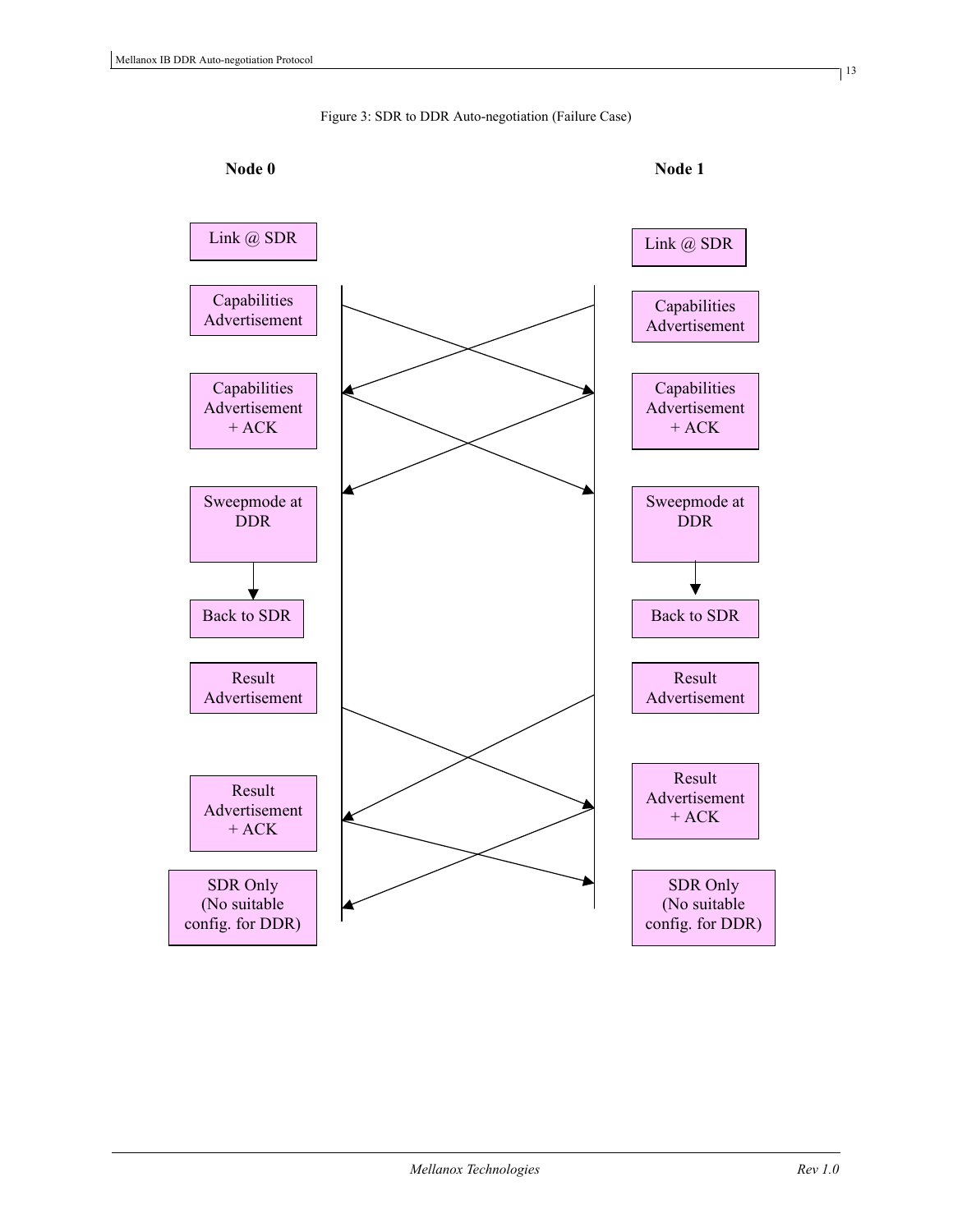Figure 3: SDR to DDR Auto-negotiation (Failure Case)

**Node 0**

**Node 1**

Link @ SDR

Link @ SDR

Capabilities Advertisement

Capabilities Advertisement

Capabilities Advertisement + ACK

Capabilities Advertisement + ACK

Sweepmode at DDR

Sweepmode at DDR

Back to SDR

Back to SDR

Result Advertisement

Result Advertisement

Result Advertisement + ACK

Result Advertisement + ACK

SDR Only (No suitable config. for DDR)

SDR Only (No suitable config. for DDR)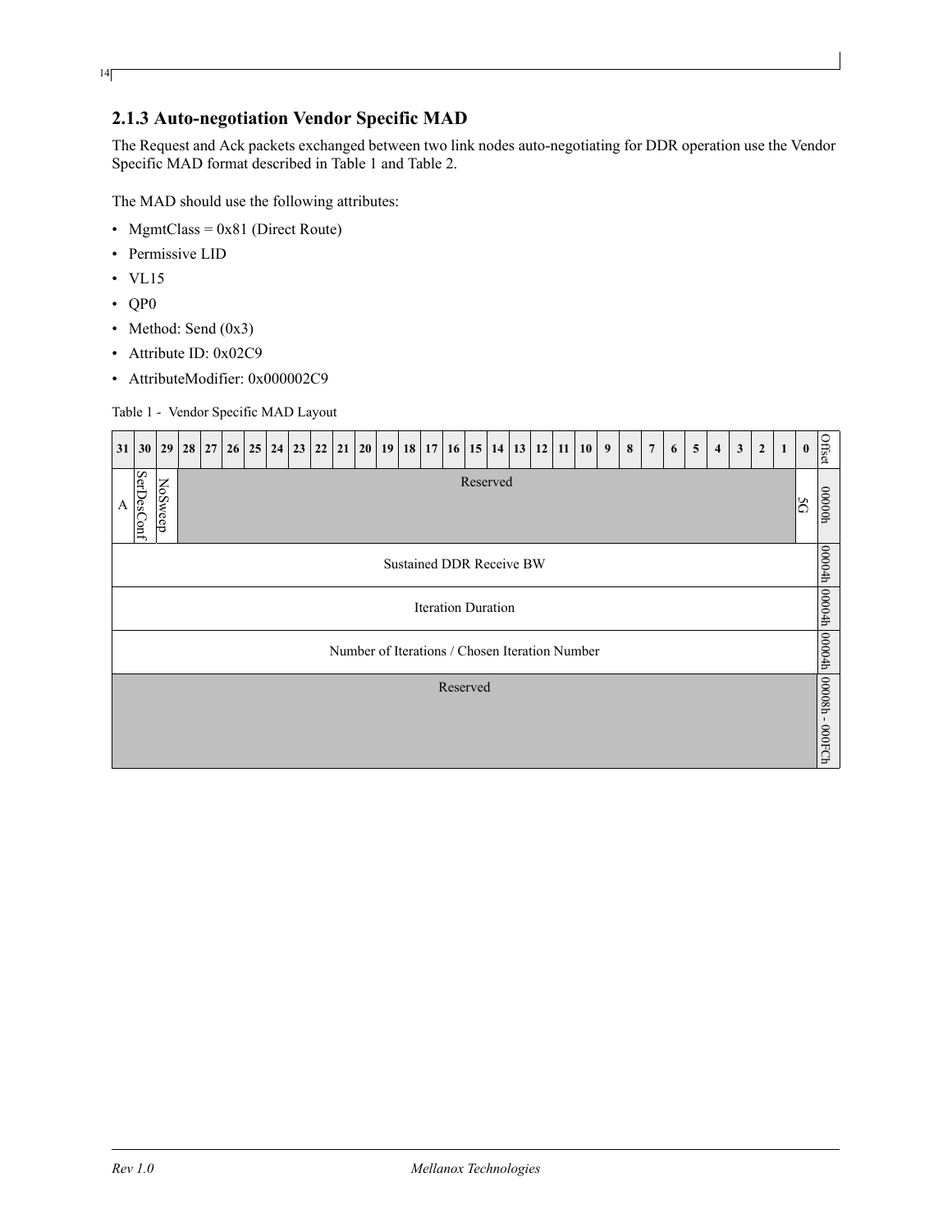### 2.1.3 Auto-negotiation Vendor Specific MAD

The Request and Ack packets exchanged between two link nodes auto-negotiating for DDR operation use the Vendor Specific MAD format described in Table 1 and Table 2.

The MAD should use the following attributes:

- MgmtClass = 0x81 (Direct Route)
- Permissive LID
- VL15
- QP0
- Method: Send (0x3)
- Attribute ID: 0x02C9
- AttributeModifier: 0x000002C9

Table 1 - Vendor Specific MAD Layout

| 31 | 30 | 29 | 28 – 1 | 0 | Offset |
|---|---|---|---|---|---|
| A | SerDesConf | NoSweep | Reserved | 5G | 00000h |
| Sustained DDR Receive BW | | | | | 00004h |
| Iteration Duration | | | | | 00004h |
| Number of Iterations / Chosen Iteration Number | | | | | 00004h |
| Reserved | | | | | 00008h - 000FCh |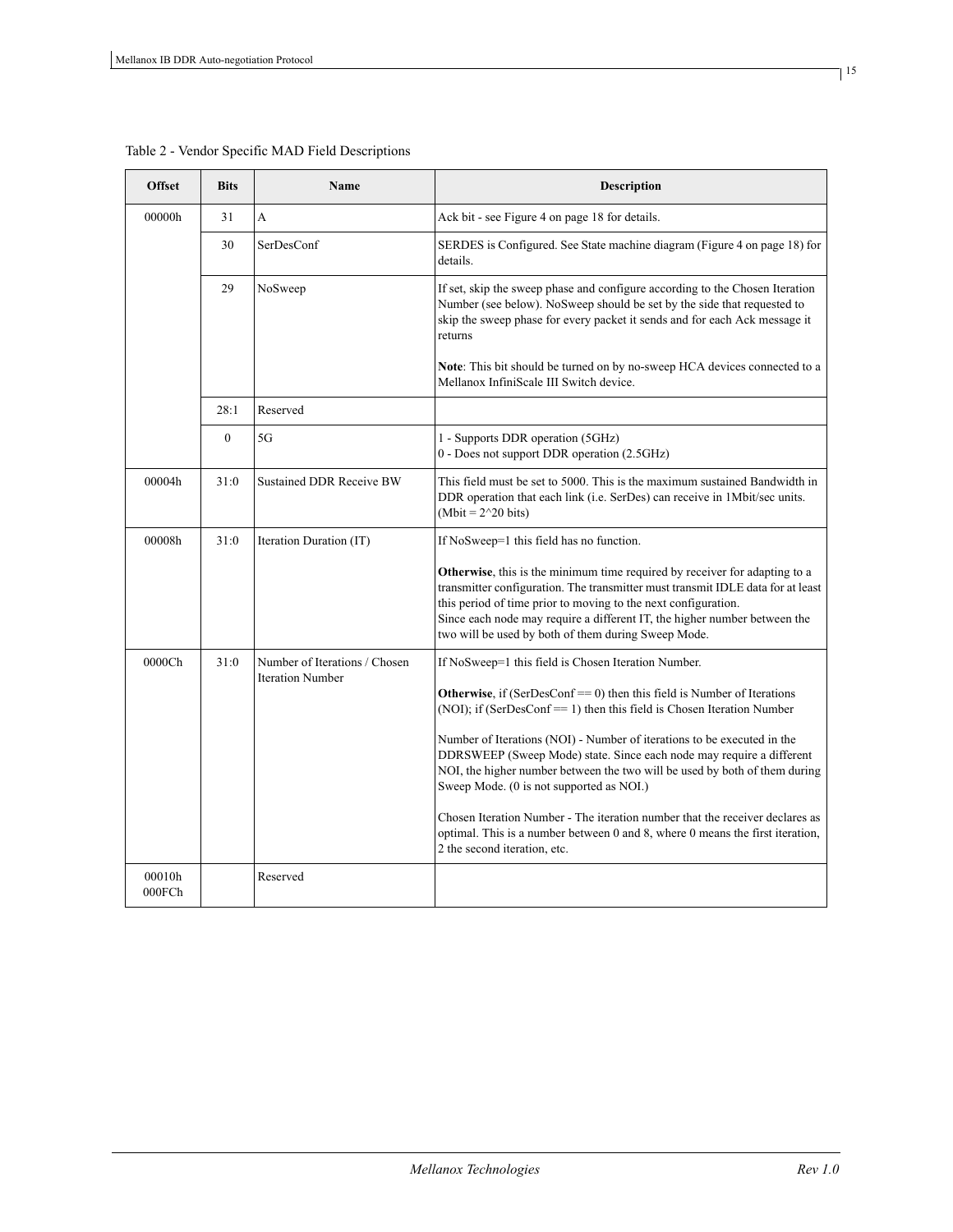Table 2 - Vendor Specific MAD Field Descriptions

| Offset | Bits | Name | Description |
|---|---|---|---|
| 00000h | 31 | A | Ack bit - see Figure 4 on page 18 for details. |
| | 30 | SerDesConf | SERDES is Configured. See State machine diagram (Figure 4 on page 18) for details. |
| | 29 | NoSweep | If set, skip the sweep phase and configure according to the Chosen Iteration Number (see below). NoSweep should be set by the side that requested to skip the sweep phase for every packet it sends and for each Ack message it returns<br><br>**Note**: This bit should be turned on by no-sweep HCA devices connected to a Mellanox InfiniScale III Switch device. |
| | 28:1 | Reserved | |
| | 0 | 5G | 1 - Supports DDR operation (5GHz)<br>0 - Does not support DDR operation (2.5GHz) |
| 00004h | 31:0 | Sustained DDR Receive BW | This field must be set to 5000. This is the maximum sustained Bandwidth in DDR operation that each link (i.e. SerDes) can receive in 1Mbit/sec units. (Mbit = 2^20 bits) |
| 00008h | 31:0 | Iteration Duration (IT) | If NoSweep=1 this field has no function.<br><br>**Otherwise**, this is the minimum time required by receiver for adapting to a transmitter configuration. The transmitter must transmit IDLE data for at least this period of time prior to moving to the next configuration.<br>Since each node may require a different IT, the higher number between the two will be used by both of them during Sweep Mode. |
| 0000Ch | 31:0 | Number of Iterations / Chosen Iteration Number | If NoSweep=1 this field is Chosen Iteration Number.<br><br>**Otherwise**, if (SerDesConf == 0) then this field is Number of Iterations (NOI); if (SerDesConf == 1) then this field is Chosen Iteration Number<br><br>Number of Iterations (NOI) - Number of iterations to be executed in the DDRSWEEP (Sweep Mode) state. Since each node may require a different NOI, the higher number between the two will be used by both of them during Sweep Mode. (0 is not supported as NOI.)<br><br>Chosen Iteration Number - The iteration number that the receiver declares as optimal. This is a number between 0 and 8, where 0 means the first iteration, 2 the second iteration, etc. |
| 00010h<br>000FCh | | Reserved | |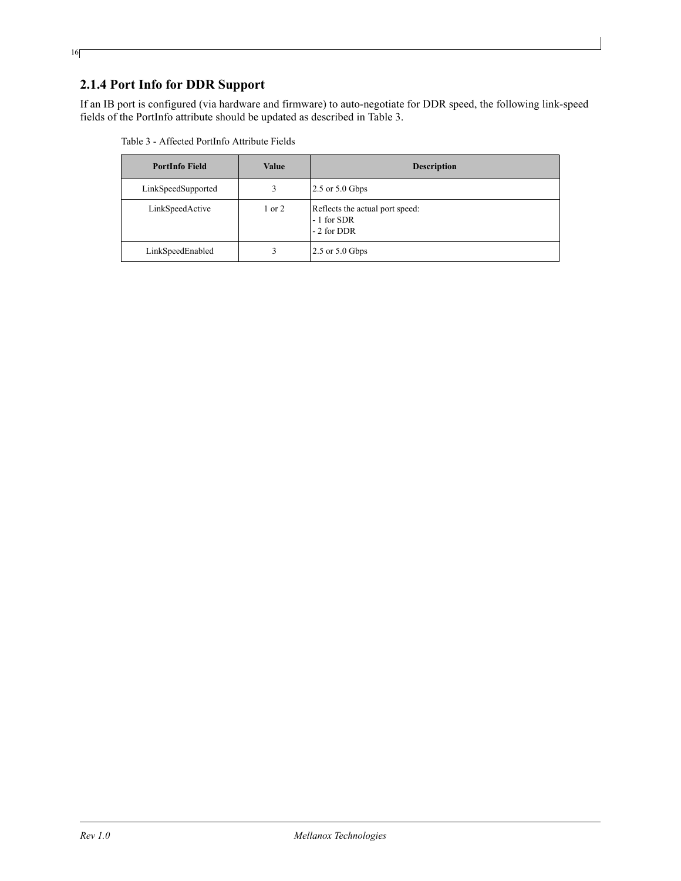### 2.1.4 Port Info for DDR Support

If an IB port is configured (via hardware and firmware) to auto-negotiate for DDR speed, the following link-speed fields of the PortInfo attribute should be updated as described in Table 3.

Table 3 - Affected PortInfo Attribute Fields

| PortInfo Field | Value | Description |
| --- | --- | --- |
| LinkSpeedSupported | 3 | 2.5 or 5.0 Gbps |
| LinkSpeedActive | 1 or 2 | Reflects the actual port speed:<br>- 1 for SDR<br>- 2 for DDR |
| LinkSpeedEnabled | 3 | 2.5 or 5.0 Gbps |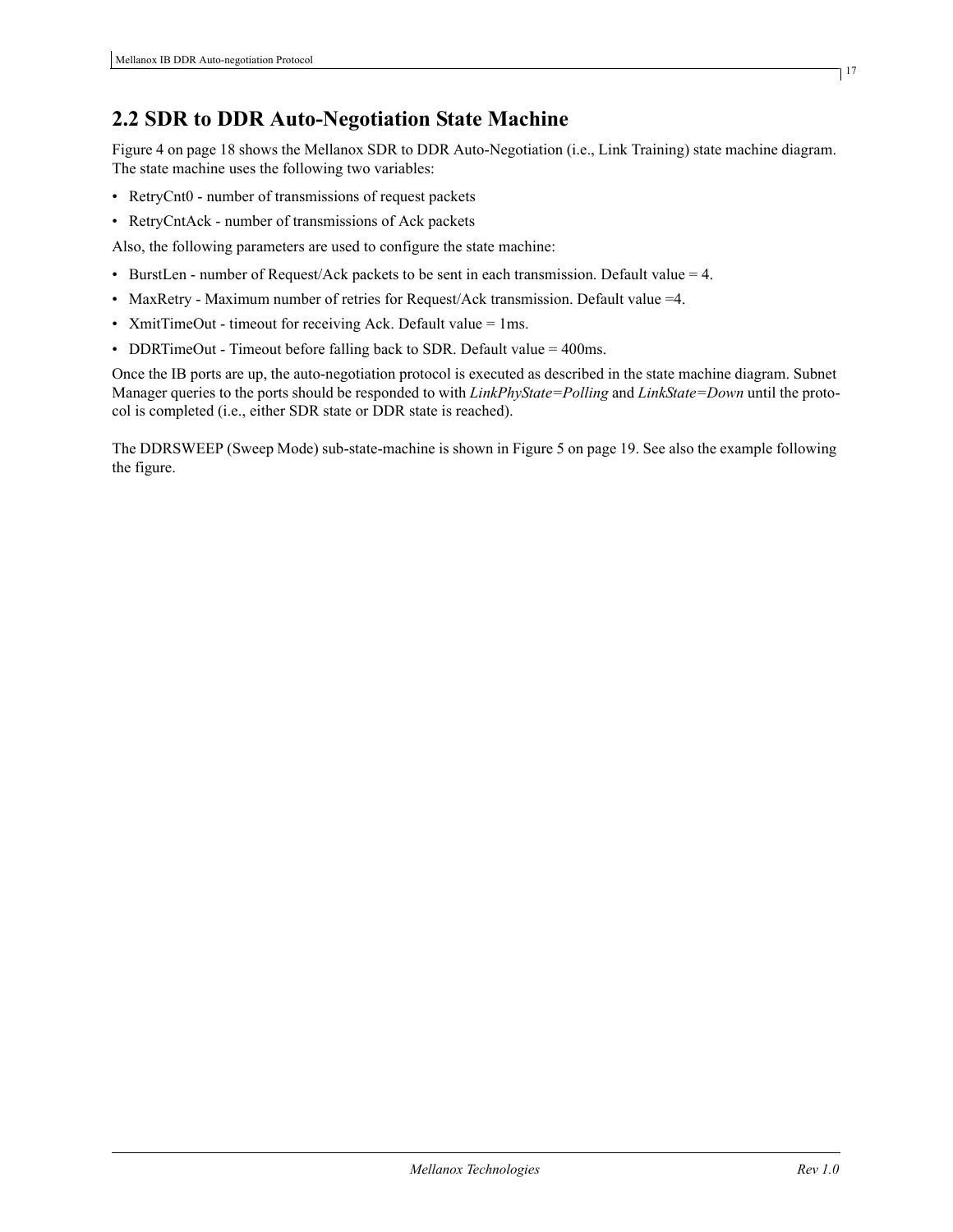## 2.2 SDR to DDR Auto-Negotiation State Machine

Figure 4 on page 18 shows the Mellanox SDR to DDR Auto-Negotiation (i.e., Link Training) state machine diagram. The state machine uses the following two variables:

- RetryCnt0 - number of transmissions of request packets
- RetryCntAck - number of transmissions of Ack packets

Also, the following parameters are used to configure the state machine:

- BurstLen - number of Request/Ack packets to be sent in each transmission. Default value = 4.
- MaxRetry - Maximum number of retries for Request/Ack transmission. Default value =4.
- XmitTimeOut - timeout for receiving Ack. Default value = 1ms.
- DDRTimeOut - Timeout before falling back to SDR. Default value = 400ms.

Once the IB ports are up, the auto-negotiation protocol is executed as described in the state machine diagram. Subnet Manager queries to the ports should be responded to with *LinkPhyState=Polling* and *LinkState=Down* until the protocol is completed (i.e., either SDR state or DDR state is reached).

The DDRSWEEP (Sweep Mode) sub-state-machine is shown in Figure 5 on page 19. See also the example following the figure.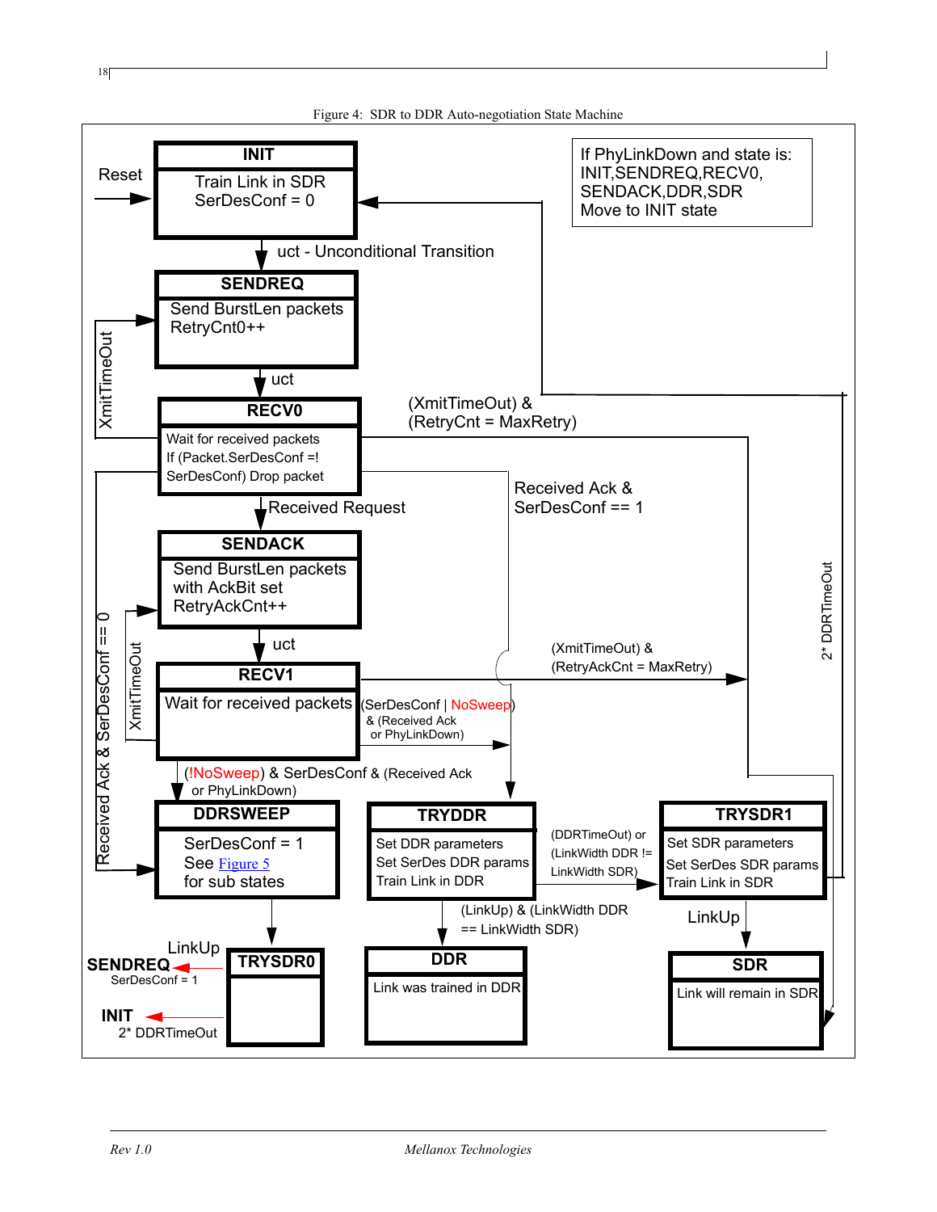Figure 4: SDR to DDR Auto-negotiation State Machine

Reset

**INIT**
Train Link in SDR
SerDesConf = 0

If PhyLinkDown and state is:
INIT,SENDREQ,RECV0,
SENDACK,DDR,SDR
Move to INIT state

uct - Unconditional Transition

**SENDREQ**
Send BurstLen packets
RetryCnt0++

XmitTimeOut

uct

**RECV0**
Wait for received packets
If (Packet.SerDesConf =!
SerDesConf) Drop packet

(XmitTimeOut) &
(RetryCnt = MaxRetry)

Received Request

Received Ack &
SerDesConf == 1

**SENDACK**
Send BurstLen packets
with AckBit set
RetryAckCnt++

Received Ack & SerDesConf == 0

XmitTimeOut

2* DDRTimeOut

uct

(XmitTimeOut) &
(RetryAckCnt = MaxRetry)

**RECV1**
Wait for received packets

(SerDesConf | NoSweep)
& (Received Ack
or PhyLinkDown)

(!NoSweep) & SerDesConf & (Received Ack
or PhyLinkDown)

**DDRSWEEP**
SerDesConf = 1
See Figure 5
for sub states

**TRYDDR**
Set DDR parameters
Set SerDes DDR params
Train Link in DDR

(DDRTimeOut) or
(LinkWidth DDR !=
LinkWidth SDR)

**TRYSDR1**
Set SDR parameters
Set SerDes SDR params
Train Link in SDR

(LinkUp) & (LinkWidth DDR
== LinkWidth SDR)

LinkUp

LinkUp

**SENDREQ**
SerDesConf = 1

**TRYSDR0**

**INIT**
2* DDRTimeOut

**DDR**
Link was trained in DDR

**SDR**
Link will remain in SDR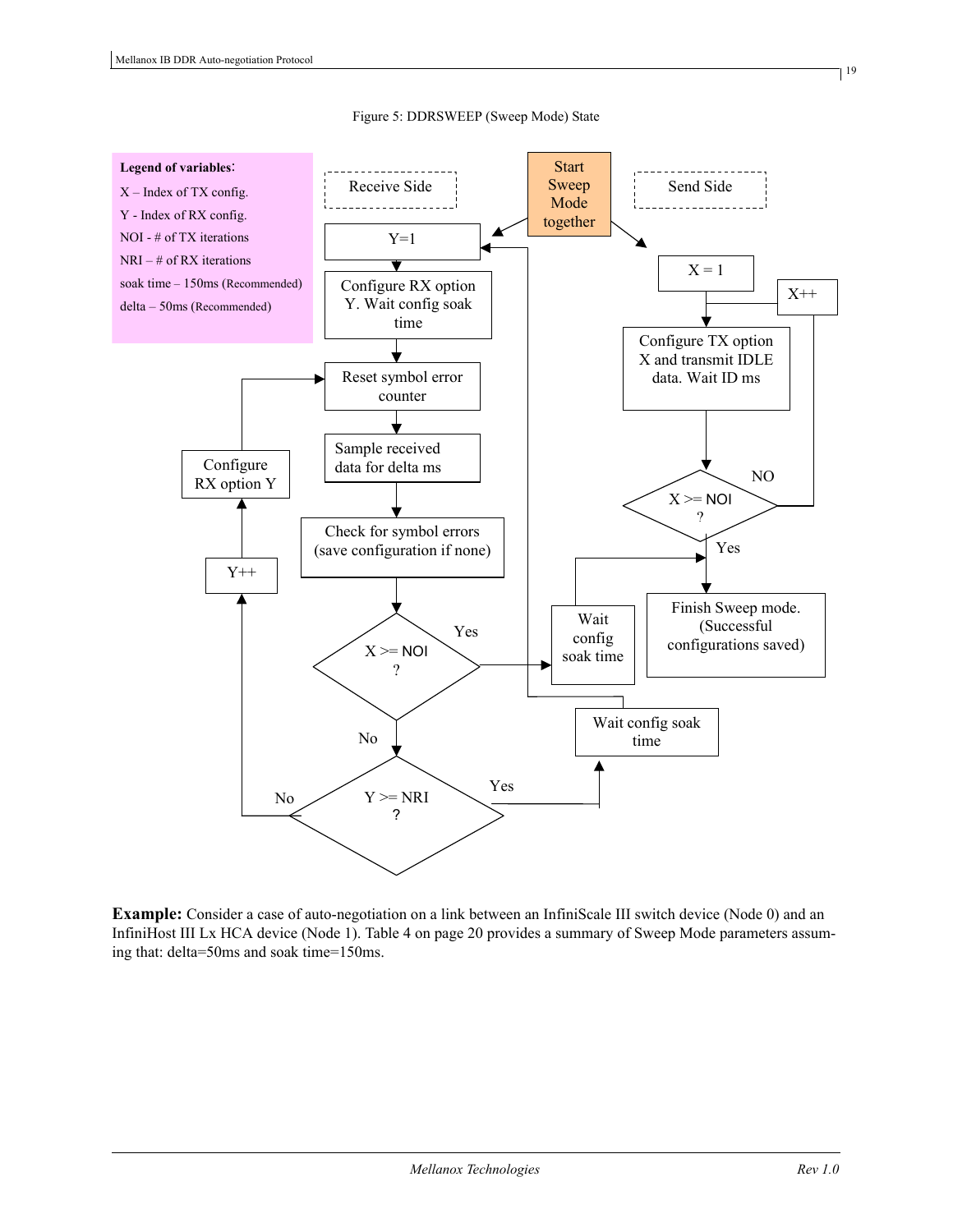Figure 5: DDRSWEEP (Sweep Mode) State

**Legend of variables**:

- X – Index of TX config.
- Y - Index of RX config.
- NOI - # of TX iterations
- NRI – # of RX iterations
- soak time – 150ms (Recommended)
- delta – 50ms (Recommended)

Start Sweep Mode together

Receive Side

Y=1

Configure RX option Y. Wait config soak time

Reset symbol error counter

Sample received data for delta ms

Check for symbol errors (save configuration if none)

X >= NOI ?

Yes

Wait config soak time

No

Y >= NRI ?

Yes

Wait config soak time

No

Y++

Configure RX option Y

Send Side

X = 1

Configure TX option X and transmit IDLE data. Wait ID ms

X >= NOI ?

NO

X++

Yes

Finish Sweep mode. (Successful configurations saved)

**Example:** Consider a case of auto-negotiation on a link between an InfiniScale III switch device (Node 0) and an InfiniHost III Lx HCA device (Node 1). Table 4 on page 20 provides a summary of Sweep Mode parameters assuming that: delta=50ms and soak time=150ms.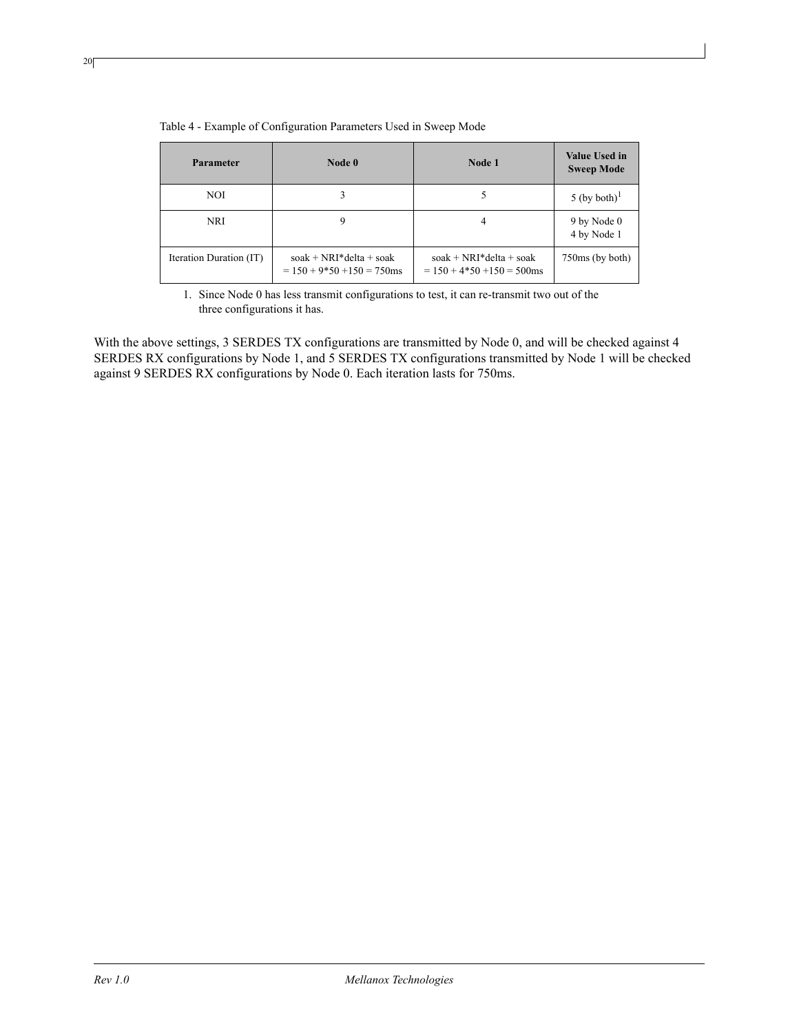Table 4 - Example of Configuration Parameters Used in Sweep Mode

| Parameter | Node 0 | Node 1 | Value Used in Sweep Mode |
|---|---|---|---|
| NOI | 3 | 5 | 5 (by both)[1] |
| NRI | 9 | 4 | 9 by Node 0<br>4 by Node 1 |
| Iteration Duration (IT) | soak + NRI*delta + soak<br>= 150 + 9*50 +150 = 750ms | soak + NRI*delta + soak<br>= 150 + 4*50 +150 = 500ms | 750ms (by both) |

1. Since Node 0 has less transmit configurations to test, it can re-transmit two out of the three configurations it has.

With the above settings, 3 SERDES TX configurations are transmitted by Node 0, and will be checked against 4 SERDES RX configurations by Node 1, and 5 SERDES TX configurations transmitted by Node 1 will be checked against 9 SERDES RX configurations by Node 0. Each iteration lasts for 750ms.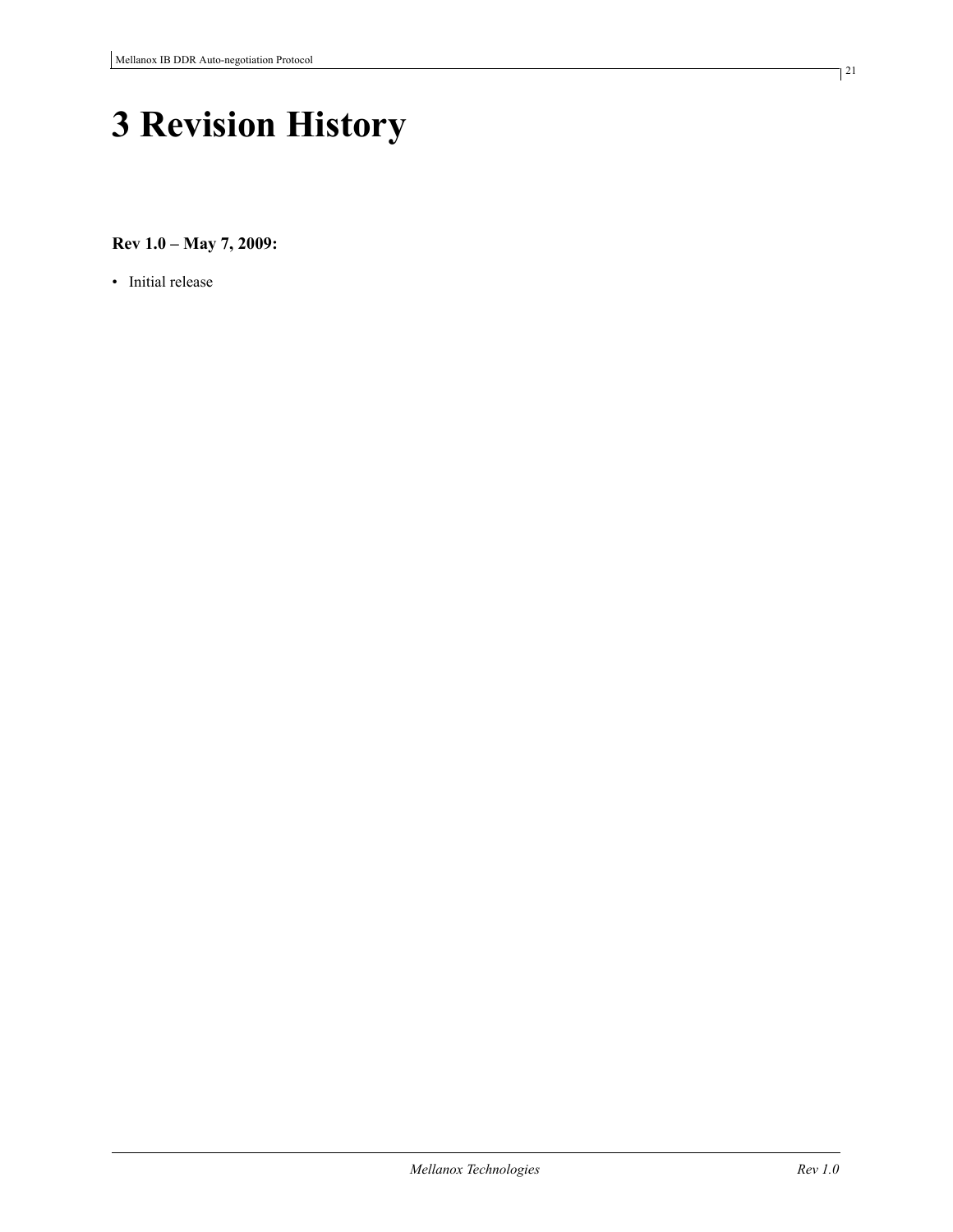# 3 Revision History

**Rev 1.0 – May 7, 2009:**

- Initial release